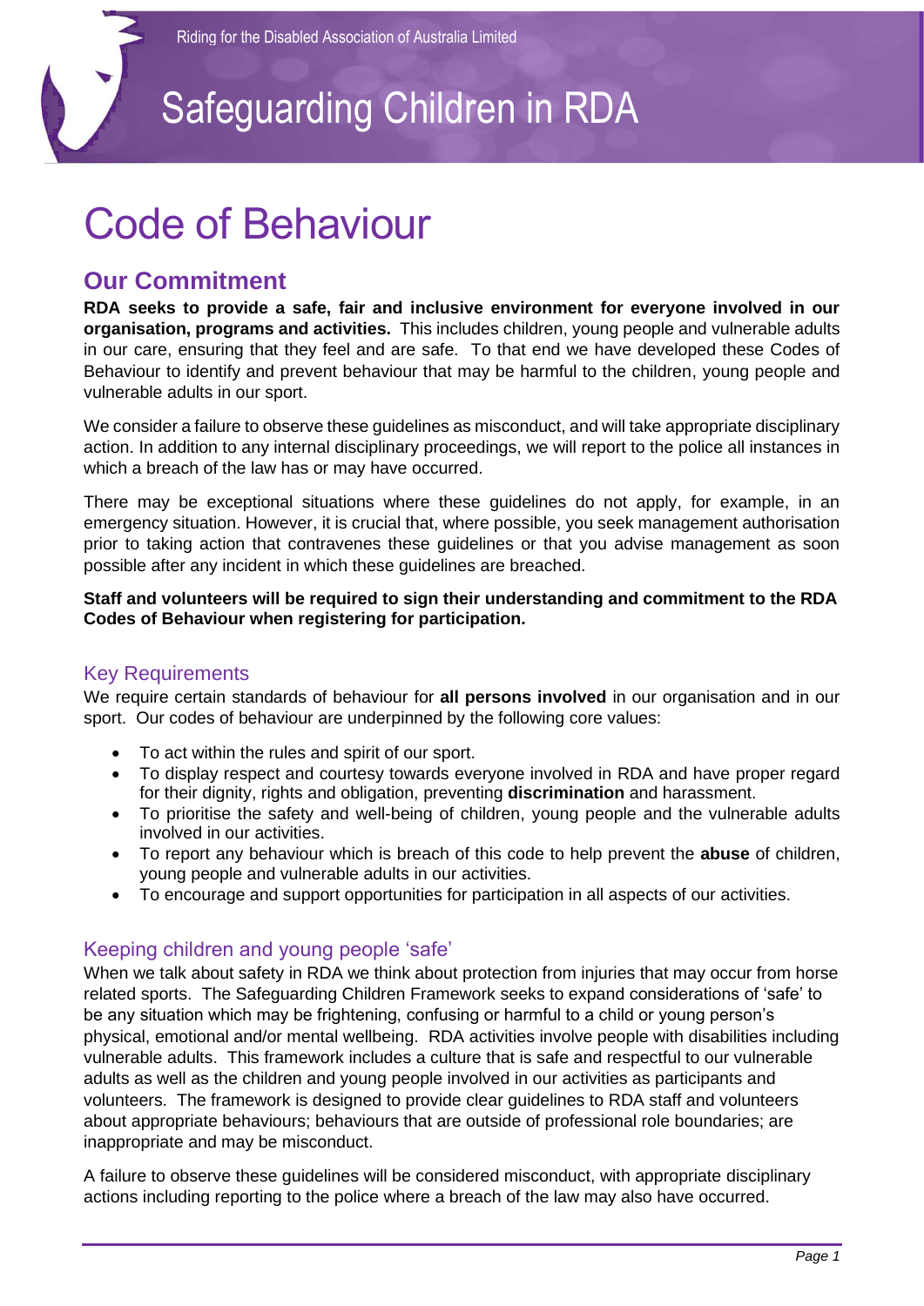Riding for the Disabled Association of Australia Limited

# Safeguarding Children in RDA

# Code of Behaviour

## Our Commitment

**RDA seeks to provide a safe, fair and inclusive environment for everyone involved in our organisation, programs and activities.** This includes children, young people and vulnerable adults in our care, ensuring that they feel and are safe. To that end we have developed these Codes of Behaviour to identify and prevent behaviour that may be harmful to the children, young people and vulnerable adults in our sport.

We consider a failure to observe these guidelines as misconduct, and will take appropriate disciplinary action. In addition to any internal disciplinary proceedings, we will report to the police all instances in which a breach of the law has or may have occurred.

There may be exceptional situations where these guidelines do not apply, for example, in an emergency situation. However, it is crucial that, where possible, you seek management authorisation prior to taking action that contravenes these guidelines or that you advise management as soon possible after any incident in which these guidelines are breached.

**Staff and volunteers will be required to sign their understanding and commitment to the RDA Codes of Behaviour when registering for participation.**

### Key Requirements

We require certain standards of behaviour for **all persons involved** in our organisation and in our sport. Our codes of behaviour are underpinned by the following core values:

- To act within the rules and spirit of our sport.
- To display respect and courtesy towards everyone involved in RDA and have proper regard for their dignity, rights and obligation, preventing **discrimination** and harassment.
- To prioritise the safety and well-being of children, young people and the vulnerable adults involved in our activities.
- To report any behaviour which is breach of this code to help prevent the **abuse** of children, young people and vulnerable adults in our activities.
- To encourage and support opportunities for participation in all aspects of our activities.

### Keeping children and young people 'safe'

When we talk about safety in RDA we think about protection from injuries that may occur from horse related sports. The Safeguarding Children Framework seeks to expand considerations of 'safe' to be any situation which may be frightening, confusing or harmful to a child or young person's physical, emotional and/or mental wellbeing. RDA activities involve people with disabilities including vulnerable adults. This framework includes a culture that is safe and respectful to our vulnerable adults as well as the children and young people involved in our activities as participants and volunteers. The framework is designed to provide clear guidelines to RDA staff and volunteers about appropriate behaviours; behaviours that are outside of professional role boundaries; are inappropriate and may be misconduct.

A failure to observe these guidelines will be considered misconduct, with appropriate disciplinary actions including reporting to the police where a breach of the law may also have occurred.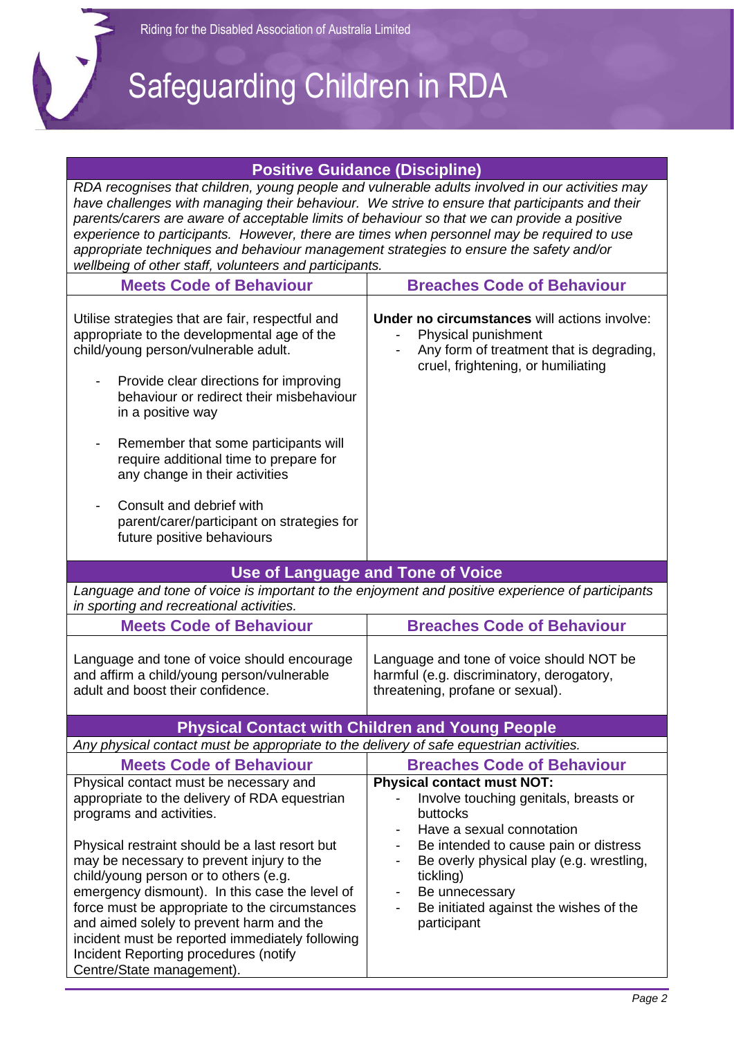| Positive Guidance (Discipline) | |
|---|---|
| *RDA recognises that children, young people and vulnerable adults involved in our activities may have challenges with managing their behaviour. We strive to ensure that participants and their parents/carers are aware of acceptable limits of behaviour so that we can provide a positive experience to participants. However, there are times when personnel may be required to use appropriate techniques and behaviour management strategies to ensure the safety and/or wellbeing of other staff, volunteers and participants.* | |
| **Meets Code of Behaviour** | **Breaches Code of Behaviour** |
| Utilise strategies that are fair, respectful and appropriate to the developmental age of the child/young person/vulnerable adult.<br>- Provide clear directions for improving behaviour or redirect their misbehaviour in a positive way<br>- Remember that some participants will require additional time to prepare for any change in their activities<br>- Consult and debrief with parent/carer/participant on strategies for future positive behaviours | **Under no circumstances** will actions involve:<br>- Physical punishment<br>- Any form of treatment that is degrading, cruel, frightening, or humiliating |

| Use of Language and Tone of Voice | |
|---|---|
| *Language and tone of voice is important to the enjoyment and positive experience of participants in sporting and recreational activities.* | |
| **Meets Code of Behaviour** | **Breaches Code of Behaviour** |
| Language and tone of voice should encourage and affirm a child/young person/vulnerable adult and boost their confidence. | Language and tone of voice should NOT be harmful (e.g. discriminatory, derogatory, threatening, profane or sexual). |

| Physical Contact with Children and Young People | |
|---|---|
| *Any physical contact must be appropriate to the delivery of safe equestrian activities.* | |
| **Meets Code of Behaviour** | **Breaches Code of Behaviour** |
| Physical contact must be necessary and appropriate to the delivery of RDA equestrian programs and activities.<br><br>Physical restraint should be a last resort but may be necessary to prevent injury to the child/young person or to others (e.g. emergency dismount). In this case the level of force must be appropriate to the circumstances and aimed solely to prevent harm and the incident must be reported immediately following Incident Reporting procedures (notify Centre/State management). | **Physical contact must NOT:**<br>- Involve touching genitals, breasts or buttocks<br>- Have a sexual connotation<br>- Be intended to cause pain or distress<br>- Be overly physical play (e.g. wrestling, tickling)<br>- Be unnecessary<br>- Be initiated against the wishes of the participant |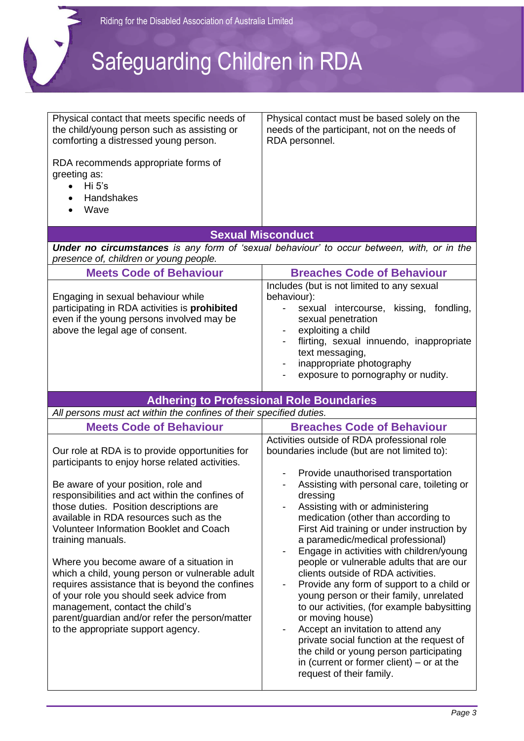| | |
|---|---|
| Physical contact that meets specific needs of the child/young person such as assisting or comforting a distressed young person.<br><br>RDA recommends appropriate forms of greeting as:<br>• Hi 5's<br>• Handshakes<br>• Wave | Physical contact must be based solely on the needs of the participant, not on the needs of RDA personnel. |

## Sexual Misconduct

***Under no circumstances*** *is any form of 'sexual behaviour' to occur between, with, or in the presence of, children or young people.*

| Meets Code of Behaviour | Breaches Code of Behaviour |
|---|---|
| Engaging in sexual behaviour while participating in RDA activities is **prohibited** even if the young persons involved may be above the legal age of consent. | Includes (but is not limited to any sexual behaviour):<br>- sexual intercourse, kissing, fondling, sexual penetration<br>- exploiting a child<br>- flirting, sexual innuendo, inappropriate text messaging,<br>- inappropriate photography<br>- exposure to pornography or nudity. |

## Adhering to Professional Role Boundaries

*All persons must act within the confines of their specified duties.*

| Meets Code of Behaviour | Breaches Code of Behaviour |
|---|---|
| Our role at RDA is to provide opportunities for participants to enjoy horse related activities.<br><br>Be aware of your position, role and responsibilities and act within the confines of those duties. Position descriptions are available in RDA resources such as the Volunteer Information Booklet and Coach training manuals.<br><br>Where you become aware of a situation in which a child, young person or vulnerable adult requires assistance that is beyond the confines of your role you should seek advice from management, contact the child's parent/guardian and/or refer the person/matter to the appropriate support agency. | Activities outside of RDA professional role boundaries include (but are not limited to):<br><br>- Provide unauthorised transportation<br>- Assisting with personal care, toileting or dressing<br>- Assisting with or administering medication (other than according to First Aid training or under instruction by a paramedic/medical professional)<br>- Engage in activities with children/young people or vulnerable adults that are our clients outside of RDA activities.<br>- Provide any form of support to a child or young person or their family, unrelated to our activities, (for example babysitting or moving house)<br>- Accept an invitation to attend any private social function at the request of the child or young person participating in (current or former client) – or at the request of their family. |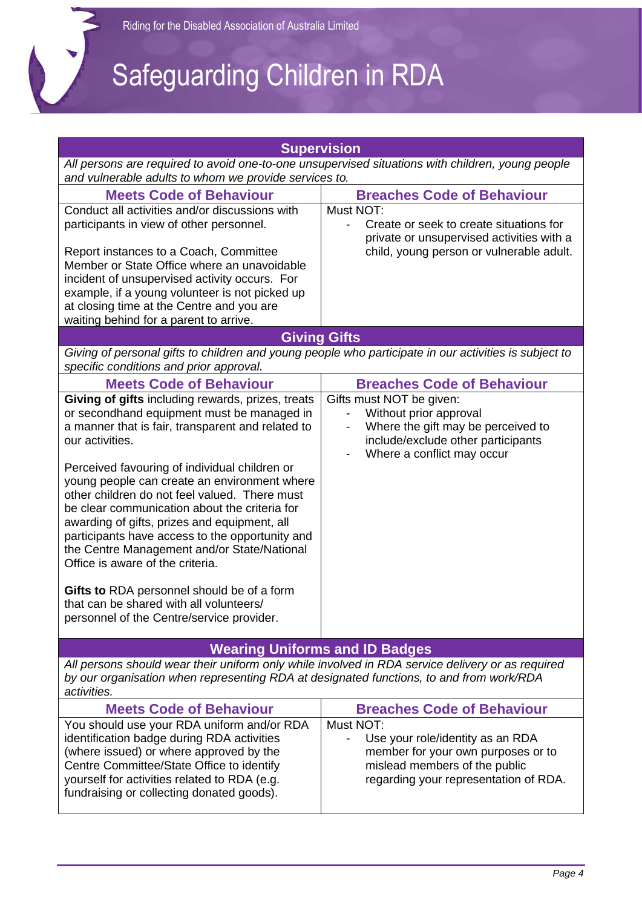# Safeguarding Children in RDA

## Supervision

*All persons are required to avoid one-to-one unsupervised situations with children, young people and vulnerable adults to whom we provide services to.*

| Meets Code of Behaviour | Breaches Code of Behaviour |
|---|---|
| Conduct all activities and/or discussions with participants in view of other personnel.<br><br>Report instances to a Coach, Committee Member or State Office where an unavoidable incident of unsupervised activity occurs. For example, if a young volunteer is not picked up at closing time at the Centre and you are waiting behind for a parent to arrive. | Must NOT:<br>- Create or seek to create situations for private or unsupervised activities with a child, young person or vulnerable adult. |

## Giving Gifts

*Giving of personal gifts to children and young people who participate in our activities is subject to specific conditions and prior approval.*

| Meets Code of Behaviour | Breaches Code of Behaviour |
|---|---|
| **Giving of gifts** including rewards, prizes, treats or secondhand equipment must be managed in a manner that is fair, transparent and related to our activities.<br><br>Perceived favouring of individual children or young people can create an environment where other children do not feel valued. There must be clear communication about the criteria for awarding of gifts, prizes and equipment, all participants have access to the opportunity and the Centre Management and/or State/National Office is aware of the criteria.<br><br>**Gifts to** RDA personnel should be of a form that can be shared with all volunteers/ personnel of the Centre/service provider. | Gifts must NOT be given:<br>- Without prior approval<br>- Where the gift may be perceived to include/exclude other participants<br>- Where a conflict may occur |

## Wearing Uniforms and ID Badges

*All persons should wear their uniform only while involved in RDA service delivery or as required by our organisation when representing RDA at designated functions, to and from work/RDA activities.*

| Meets Code of Behaviour | Breaches Code of Behaviour |
|---|---|
| You should use your RDA uniform and/or RDA identification badge during RDA activities (where issued) or where approved by the Centre Committee/State Office to identify yourself for activities related to RDA (e.g. fundraising or collecting donated goods). | Must NOT:<br>- Use your role/identity as an RDA member for your own purposes or to mislead members of the public regarding your representation of RDA. |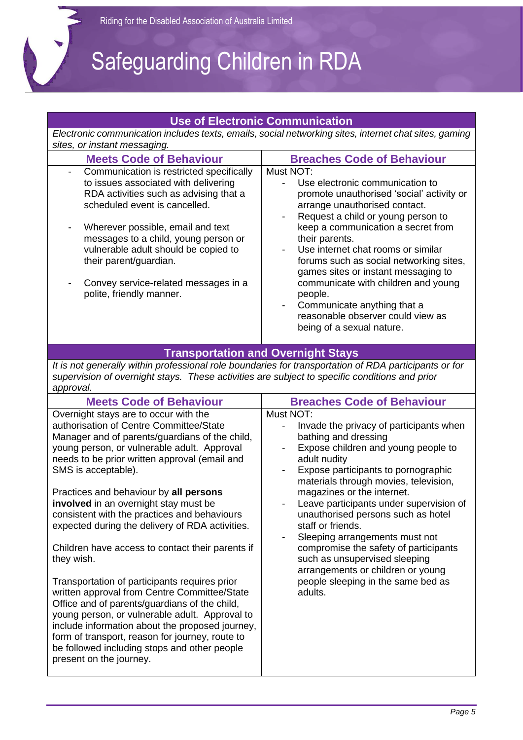## Use of Electronic Communication

*Electronic communication includes texts, emails, social networking sites, internet chat sites, gaming sites, or instant messaging.*

| Meets Code of Behaviour | Breaches Code of Behaviour |
|---|---|
| - Communication is restricted specifically to issues associated with delivering RDA activities such as advising that a scheduled event is cancelled.<br><br>- Wherever possible, email and text messages to a child, young person or vulnerable adult should be copied to their parent/guardian.<br><br>- Convey service-related messages in a polite, friendly manner. | Must NOT:<br>- Use electronic communication to promote unauthorised 'social' activity or arrange unauthorised contact.<br>- Request a child or young person to keep a communication a secret from their parents.<br>- Use internet chat rooms or similar forums such as social networking sites, games sites or instant messaging to communicate with children and young people.<br>- Communicate anything that a reasonable observer could view as being of a sexual nature. |

## Transportation and Overnight Stays

*It is not generally within professional role boundaries for transportation of RDA participants or for supervision of overnight stays. These activities are subject to specific conditions and prior approval.*

| Meets Code of Behaviour | Breaches Code of Behaviour |
|---|---|
| Overnight stays are to occur with the authorisation of Centre Committee/State Manager and of parents/guardians of the child, young person, or vulnerable adult. Approval needs to be prior written approval (email and SMS is acceptable).<br><br>Practices and behaviour by **all persons involved** in an overnight stay must be consistent with the practices and behaviours expected during the delivery of RDA activities.<br><br>Children have access to contact their parents if they wish.<br><br>Transportation of participants requires prior written approval from Centre Committee/State Office and of parents/guardians of the child, young person, or vulnerable adult. Approval to include information about the proposed journey, form of transport, reason for journey, route to be followed including stops and other people present on the journey. | Must NOT:<br>- Invade the privacy of participants when bathing and dressing<br>- Expose children and young people to adult nudity<br>- Expose participants to pornographic materials through movies, television, magazines or the internet.<br>- Leave participants under supervision of unauthorised persons such as hotel staff or friends.<br>- Sleeping arrangements must not compromise the safety of participants such as unsupervised sleeping arrangements or children or young people sleeping in the same bed as adults. |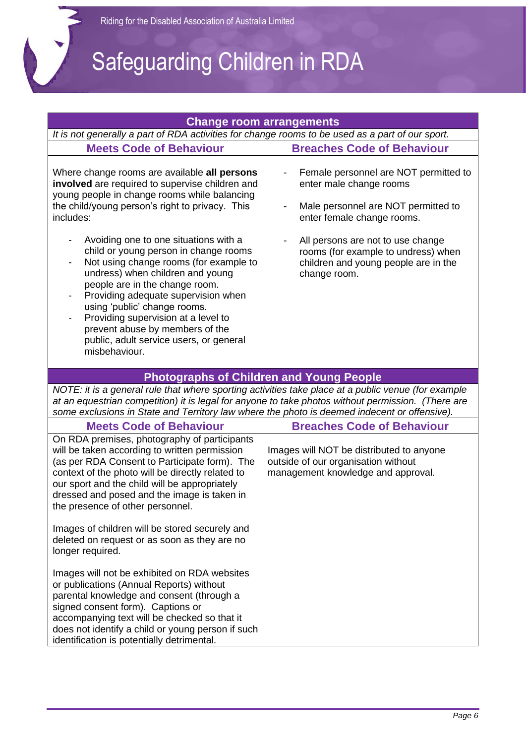## Change room arrangements

*It is not generally a part of RDA activities for change rooms to be used as a part of our sport.*

| Meets Code of Behaviour | Breaches Code of Behaviour |
|---|---|
| Where change rooms are available **all persons involved** are required to supervise children and young people in change rooms while balancing the child/young person's right to privacy. This includes:<br><br>- Avoiding one to one situations with a child or young person in change rooms<br>- Not using change rooms (for example to undress) when children and young people are in the change room.<br>- Providing adequate supervision when using 'public' change rooms.<br>- Providing supervision at a level to prevent abuse by members of the public, adult service users, or general misbehaviour. | - Female personnel are NOT permitted to enter male change rooms<br><br>- Male personnel are NOT permitted to enter female change rooms.<br><br>- All persons are not to use change rooms (for example to undress) when children and young people are in the change room. |

## Photographs of Children and Young People

*NOTE: it is a general rule that where sporting activities take place at a public venue (for example at an equestrian competition) it is legal for anyone to take photos without permission. (There are some exclusions in State and Territory law where the photo is deemed indecent or offensive).*

| Meets Code of Behaviour | Breaches Code of Behaviour |
|---|---|
| On RDA premises, photography of participants will be taken according to written permission (as per RDA Consent to Participate form). The context of the photo will be directly related to our sport and the child will be appropriately dressed and posed and the image is taken in the presence of other personnel.<br><br>Images of children will be stored securely and deleted on request or as soon as they are no longer required.<br><br>Images will not be exhibited on RDA websites or publications (Annual Reports) without parental knowledge and consent (through a signed consent form). Captions or accompanying text will be checked so that it does not identify a child or young person if such identification is potentially detrimental. | Images will NOT be distributed to anyone outside of our organisation without management knowledge and approval. |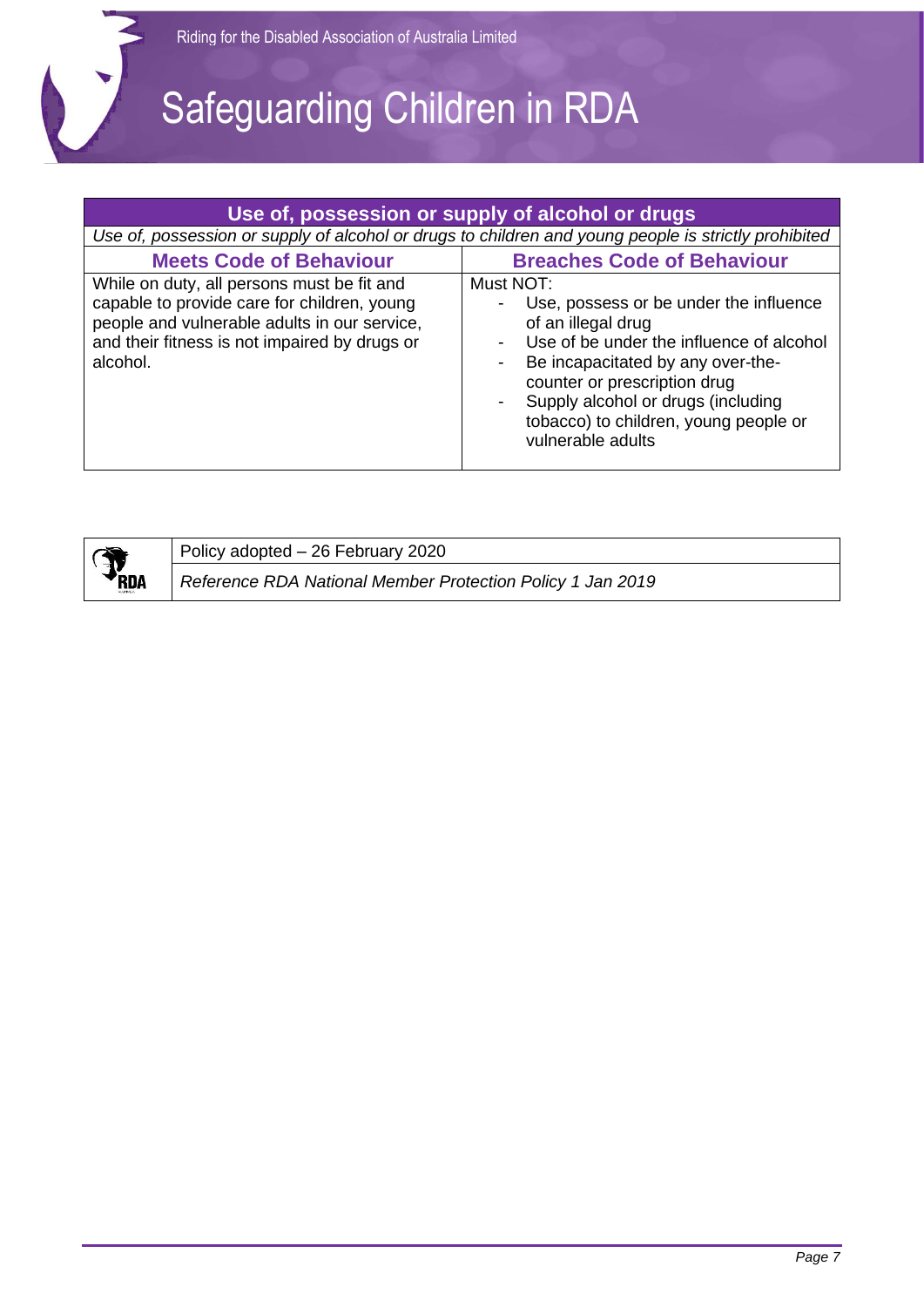| Use of, possession or supply of alcohol or drugs | |
|---|---|
| *Use of, possession or supply of alcohol or drugs to children and young people is strictly prohibited* | |
| **Meets Code of Behaviour** | **Breaches Code of Behaviour** |
| While on duty, all persons must be fit and capable to provide care for children, young people and vulnerable adults in our service, and their fitness is not impaired by drugs or alcohol. | Must NOT:<br>- Use, possess or be under the influence of an illegal drug<br>- Use of be under the influence of alcohol<br>- Be incapacitated by any over-the-counter or prescription drug<br>- Supply alcohol or drugs (including tobacco) to children, young people or vulnerable adults |

| | |
|---|---|
| RDA | Policy adopted – 26 February 2020 |
| | *Reference RDA National Member Protection Policy 1 Jan 2019* |